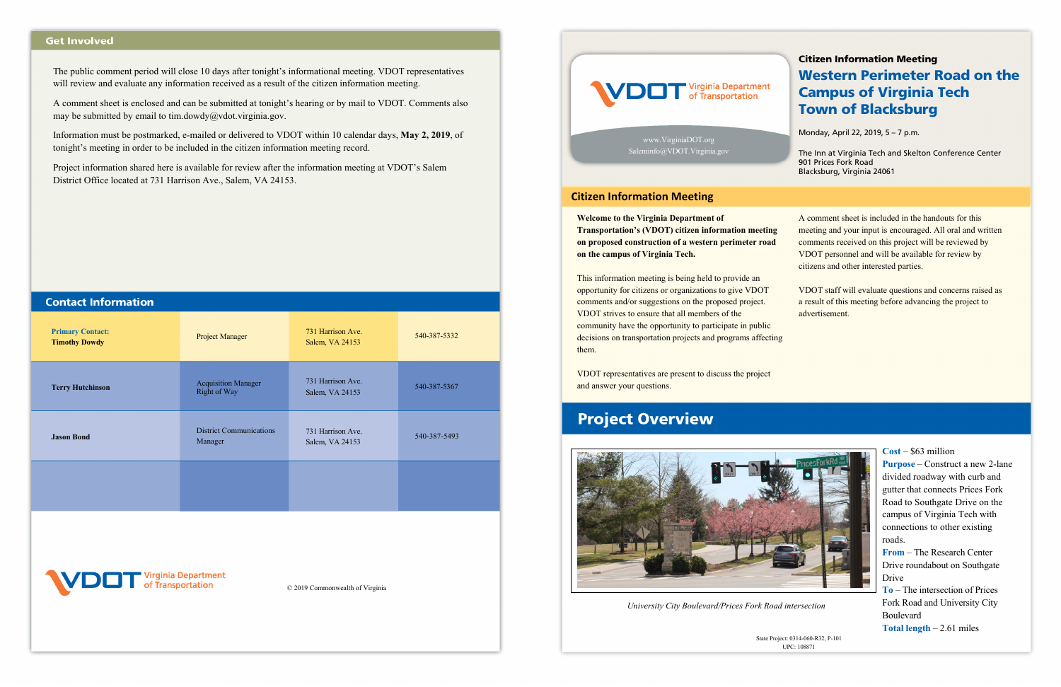## Get Involved

The public comment period will close 10 days after tonight's informational meeting. VDOT representatives will review and evaluate any information received as a result of the citizen information meeting.

A comment sheet is enclosed and can be submitted at tonight's hearing or by mail to VDOT. Comments also may be submitted by email to tim.dowdy@vdot.virginia.gov.

Information must be postmarked, e-mailed or delivered to VDOT within 10 calendar days, **May 2, 2019**, of tonight's meeting in order to be included in the citizen information meeting record.

Project information shared here is available for review after the information meeting at VDOT's Salem District Office located at 731 Harrison Ave., Salem, VA 24153.

## Contact Information

| Name | Title | Address | Phone |
|---|---|---|---|
| **Primary Contact: Timothy Dowdy** | Project Manager | 731 Harrison Ave. Salem, VA 24153 | 540-387-5332 |
| **Terry Hutchinson** | Acquisition Manager Right of Way | 731 Harrison Ave. Salem, VA 24153 | 540-387-5367 |
| **Jason Bond** | District Communications Manager | 731 Harrison Ave. Salem, VA 24153 | 540-387-5493 |
| | | | |

VDOT Virginia Department of Transportation

© 2019 Commonwealth of Virginia

---

VDOT Virginia Department of Transportation

www.VirginiaDOT.org
Saleminfo@VDOT.Virginia.gov

**Citizen Information Meeting**

# Western Perimeter Road on the Campus of Virginia Tech Town of Blacksburg

Monday, April 22, 2019, 5 – 7 p.m.

The Inn at Virginia Tech and Skelton Conference Center
901 Prices Fork Road
Blacksburg, Virginia 24061

## Citizen Information Meeting

**Welcome to the Virginia Department of Transportation's (VDOT) citizen information meeting on proposed construction of a western perimeter road on the campus of Virginia Tech.**

This information meeting is being held to provide an opportunity for citizens or organizations to give VDOT comments and/or suggestions on the proposed project. VDOT strives to ensure that all members of the community have the opportunity to participate in public decisions on transportation projects and programs affecting them.

VDOT representatives are present to discuss the project and answer your questions.

A comment sheet is included in the handouts for this meeting and your input is encouraged. All oral and written comments received on this project will be reviewed by VDOT personnel and will be available for review by citizens and other interested parties.

VDOT staff will evaluate questions and concerns raised as a result of this meeting before advancing the project to advertisement.

## Project Overview

*University City Boulevard/Prices Fork Road intersection*

**Cost** – $63 million
**Purpose** – Construct a new 2-lane divided roadway with curb and gutter that connects Prices Fork Road to Southgate Drive on the campus of Virginia Tech with connections to other existing roads.
**From** – The Research Center Drive roundabout on Southgate Drive
**To** – The intersection of Prices Fork Road and University City Boulevard
**Total length** – 2.61 miles

State Project: 0314-060-R32, P-101
UPC: 108871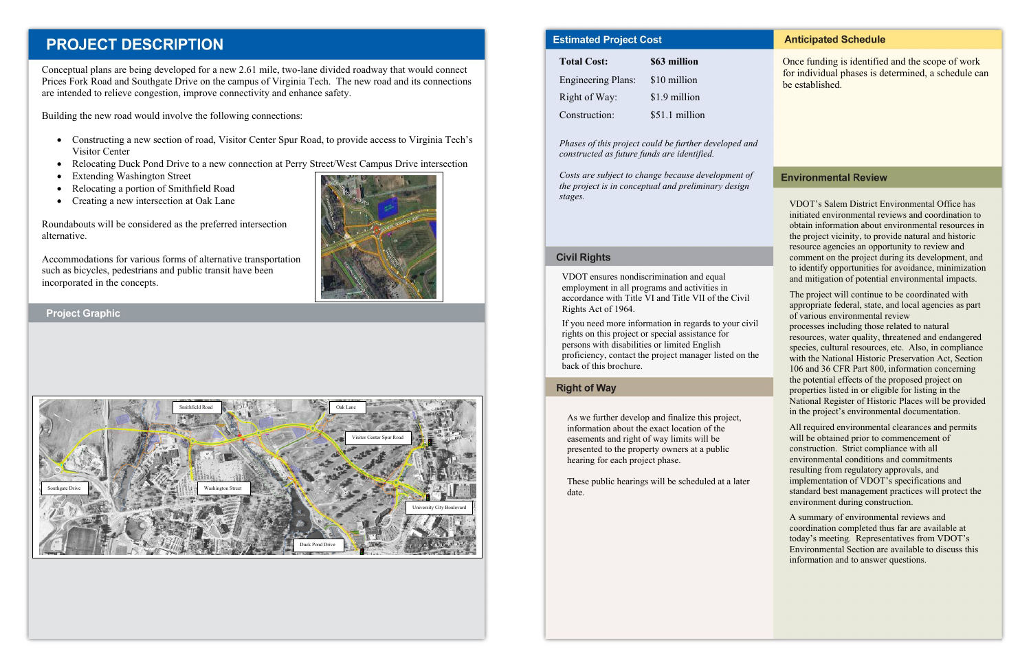# PROJECT DESCRIPTION

Conceptual plans are being developed for a new 2.61 mile, two-lane divided roadway that would connect Prices Fork Road and Southgate Drive on the campus of Virginia Tech. The new road and its connections are intended to relieve congestion, improve connectivity and enhance safety.

Building the new road would involve the following connections:

- Constructing a new section of road, Visitor Center Spur Road, to provide access to Virginia Tech's Visitor Center
- Relocating Duck Pond Drive to a new connection at Perry Street/West Campus Drive intersection
- Extending Washington Street
- Relocating a portion of Smithfield Road
- Creating a new intersection at Oak Lane

Roundabouts will be considered as the preferred intersection alternative.

Accommodations for various forms of alternative transportation such as bicycles, pedestrians and public transit have been incorporated in the concepts.

## Project Graphic

Smithfield Road

Oak Lane

Visitor Center Spur Road

Southgate Drive

Washington Street

University City Boulevard

Duck Pond Drive

## Estimated Project Cost

| | |
|---|---|
| **Total Cost:** | **$63 million** |
| Engineering Plans: | $10 million |
| Right of Way: | $1.9 million |
| Construction: | $51.1 million |

*Phases of this project could be further developed and constructed as future funds are identified.*

*Costs are subject to change because development of the project is in conceptual and preliminary design stages.*

## Civil Rights

VDOT ensures nondiscrimination and equal employment in all programs and activities in accordance with Title VI and Title VII of the Civil Rights Act of 1964.

If you need more information in regards to your civil rights on this project or special assistance for persons with disabilities or limited English proficiency, contact the project manager listed on the back of this brochure.

## Right of Way

As we further develop and finalize this project, information about the exact location of the easements and right of way limits will be presented to the property owners at a public hearing for each project phase.

These public hearings will be scheduled at a later date.

## Anticipated Schedule

Once funding is identified and the scope of work for individual phases is determined, a schedule can be established.

## Environmental Review

VDOT's Salem District Environmental Office has initiated environmental reviews and coordination to obtain information about environmental resources in the project vicinity, to provide natural and historic resource agencies an opportunity to review and comment on the project during its development, and to identify opportunities for avoidance, minimization and mitigation of potential environmental impacts.

The project will continue to be coordinated with appropriate federal, state, and local agencies as part of various environmental review processes including those related to natural resources, water quality, threatened and endangered species, cultural resources, etc. Also, in compliance with the National Historic Preservation Act, Section 106 and 36 CFR Part 800, information concerning the potential effects of the proposed project on properties listed in or eligible for listing in the National Register of Historic Places will be provided in the project's environmental documentation.

All required environmental clearances and permits will be obtained prior to commencement of construction. Strict compliance with all environmental conditions and commitments resulting from regulatory approvals, and implementation of VDOT's specifications and standard best management practices will protect the environment during construction.

A summary of environmental reviews and coordination completed thus far are available at today's meeting. Representatives from VDOT's Environmental Section are available to discuss this information and to answer questions.